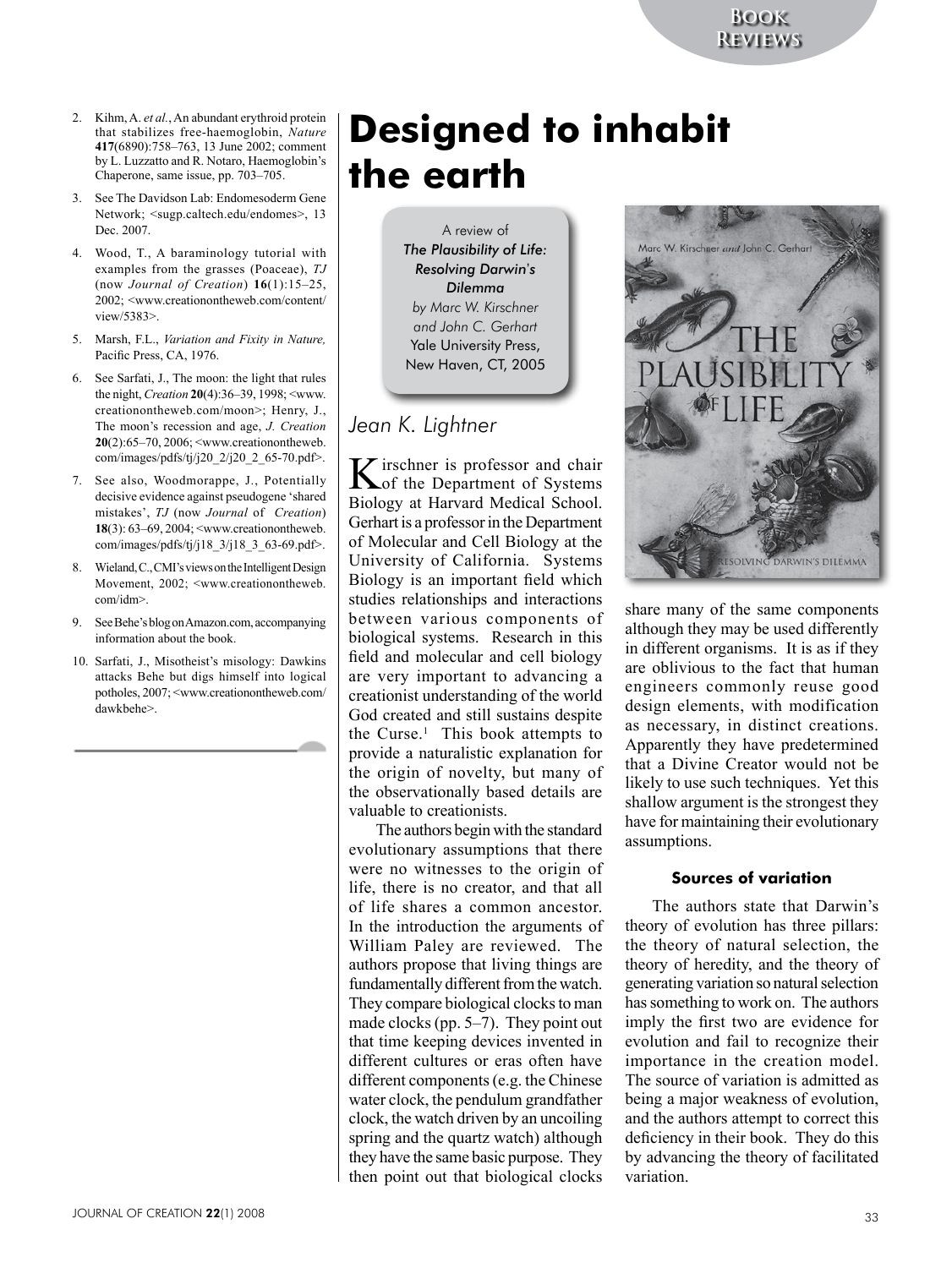2. Kihm, A. *et al.*, An abundant erythroid protein that stabilizes free-haemoglobin, *Nature* **417**(6890):758–763, 13 June 2002; comment by L. Luzzatto and R. Notaro, Haemoglobin's Chaperone, same issue, pp. 703–705.
3. See The Davidson Lab: Endomesoderm Gene Network; <sugp.caltech.edu/endomes>, 13 Dec. 2007.
4. Wood, T., A baraminology tutorial with examples from the grasses (Poaceae), *TJ* (now *Journal of Creation*) **16**(1):15–25, 2002; <www.creationontheweb.com/content/view/5383>.
5. Marsh, F.L., *Variation and Fixity in Nature,* Pacific Press, CA, 1976.
6. See Sarfati, J., The moon: the light that rules the night, *Creation* **20**(4):36–39, 1998; <www.creationontheweb.com/moon>; Henry, J., The moon's recession and age, *J. Creation* **20**(2):65–70, 2006; <www.creationontheweb.com/images/pdfs/tj/j20_2/j20_2_65-70.pdf>.
7. See also, Woodmorappe, J., Potentially decisive evidence against pseudogene 'shared mistakes', *TJ* (now *Journal* of *Creation*) **18**(3): 63–69, 2004; <www.creationontheweb.com/images/pdfs/tj/j18_3/j18_3_63-69.pdf>.
8. Wieland, C., CMI's views on the Intelligent Design Movement, 2002; <www.creationontheweb.com/idm>.
9. See Behe's blog on Amazon.com, accompanying information about the book.
10. Sarfati, J., Misotheist's misology: Dawkins attacks Behe but digs himself into logical potholes, 2007; <www.creationontheweb.com/dawkbehe>.

# Designed to inhabit the earth

A review of
*The Plausibility of Life: Resolving Darwin's Dilemma*
*by Marc W. Kirschner and John C. Gerhart*
Yale University Press, New Haven, CT, 2005

*Jean K. Lightner*

Kirschner is professor and chair of the Department of Systems Biology at Harvard Medical School. Gerhart is a professor in the Department of Molecular and Cell Biology at the University of California. Systems Biology is an important field which studies relationships and interactions between various components of biological systems. Research in this field and molecular and cell biology are very important to advancing a creationist understanding of the world God created and still sustains despite the Curse.[1] This book attempts to provide a naturalistic explanation for the origin of novelty, but many of the observationally based details are valuable to creationists.

The authors begin with the standard evolutionary assumptions that there were no witnesses to the origin of life, there is no creator, and that all of life shares a common ancestor. In the introduction the arguments of William Paley are reviewed. The authors propose that living things are fundamentally different from the watch. They compare biological clocks to man made clocks (pp. 5–7). They point out that time keeping devices invented in different cultures or eras often have different components (e.g. the Chinese water clock, the pendulum grandfather clock, the watch driven by an uncoiling spring and the quartz watch) although they have the same basic purpose. They then point out that biological clocks share many of the same components although they may be used differently in different organisms. It is as if they are oblivious to the fact that human engineers commonly reuse good design elements, with modification as necessary, in distinct creations. Apparently they have predetermined that a Divine Creator would not be likely to use such techniques. Yet this shallow argument is the strongest they have for maintaining their evolutionary assumptions.

### Sources of variation

The authors state that Darwin's theory of evolution has three pillars: the theory of natural selection, the theory of heredity, and the theory of generating variation so natural selection has something to work on. The authors imply the first two are evidence for evolution and fail to recognize their importance in the creation model. The source of variation is admitted as being a major weakness of evolution, and the authors attempt to correct this deficiency in their book. They do this by advancing the theory of facilitated variation.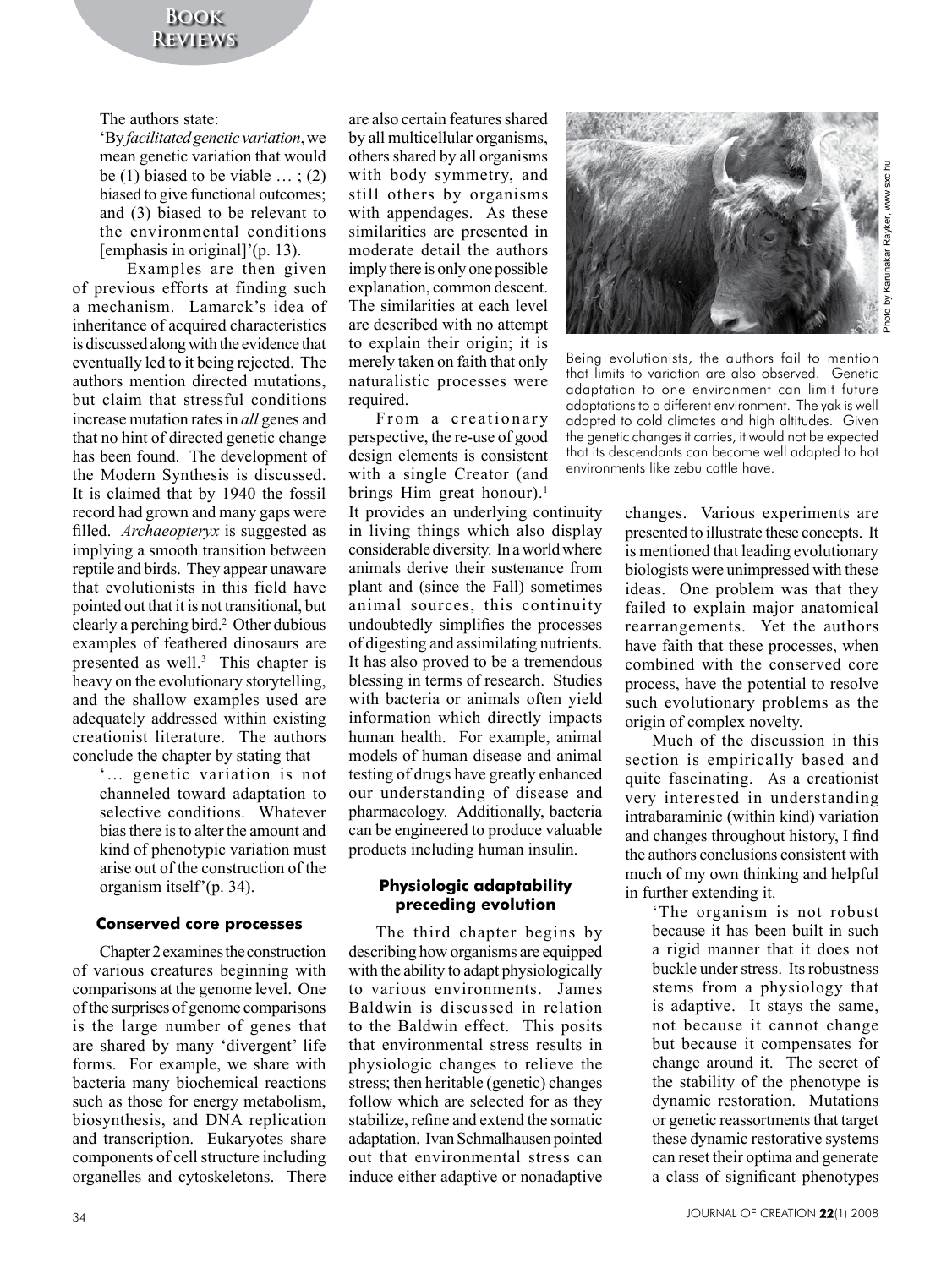The authors state:

> 'By *facilitated genetic variation*, we mean genetic variation that would be (1) biased to be viable … ; (2) biased to give functional outcomes; and (3) biased to be relevant to the environmental conditions [emphasis in original]'(p. 13).

Examples are then given of previous efforts at finding such a mechanism. Lamarck's idea of inheritance of acquired characteristics is discussed along with the evidence that eventually led to it being rejected. The authors mention directed mutations, but claim that stressful conditions increase mutation rates in *all* genes and that no hint of directed genetic change has been found. The development of the Modern Synthesis is discussed. It is claimed that by 1940 the fossil record had grown and many gaps were filled. *Archaeopteryx* is suggested as implying a smooth transition between reptile and birds. They appear unaware that evolutionists in this field have pointed out that it is not transitional, but clearly a perching bird.[2] Other dubious examples of feathered dinosaurs are presented as well.[3] This chapter is heavy on the evolutionary storytelling, and the shallow examples used are adequately addressed within existing creationist literature. The authors conclude the chapter by stating that

> '… genetic variation is not channeled toward adaptation to selective conditions. Whatever bias there is to alter the amount and kind of phenotypic variation must arise out of the construction of the organism itself'(p. 34).

#### Conserved core processes

Chapter 2 examines the construction of various creatures beginning with comparisons at the genome level. One of the surprises of genome comparisons is the large number of genes that are shared by many 'divergent' life forms. For example, we share with bacteria many biochemical reactions such as those for energy metabolism, biosynthesis, and DNA replication and transcription. Eukaryotes share components of cell structure including organelles and cytoskeletons. There are also certain features shared by all multicellular organisms, others shared by all organisms with body symmetry, and still others by organisms with appendages. As these similarities are presented in moderate detail the authors imply there is only one possible explanation, common descent. The similarities at each level are described with no attempt to explain their origin; it is merely taken on faith that only naturalistic processes were required.

From a creationary perspective, the re-use of good design elements is consistent with a single Creator (and brings Him great honour).[1] It provides an underlying continuity in living things which also display considerable diversity. In a world where animals derive their sustenance from plant and (since the Fall) sometimes animal sources, this continuity undoubtedly simplifies the processes of digesting and assimilating nutrients. It has also proved to be a tremendous blessing in terms of research. Studies with bacteria or animals often yield information which directly impacts human health. For example, animal models of human disease and animal testing of drugs have greatly enhanced our understanding of disease and pharmacology. Additionally, bacteria can be engineered to produce valuable products including human insulin.

Photo by Karunakar Rayker, www.sxc.hu

Being evolutionists, the authors fail to mention that limits to variation are also observed. Genetic adaptation to one environment can limit future adaptations to a different environment. The yak is well adapted to cold climates and high altitudes. Given the genetic changes it carries, it would not be expected that its descendants can become well adapted to hot environments like zebu cattle have.

#### Physiologic adaptability preceding evolution

The third chapter begins by describing how organisms are equipped with the ability to adapt physiologically to various environments. James Baldwin is discussed in relation to the Baldwin effect. This posits that environmental stress results in physiologic changes to relieve the stress; then heritable (genetic) changes follow which are selected for as they stabilize, refine and extend the somatic adaptation. Ivan Schmalhausen pointed out that environmental stress can induce either adaptive or nonadaptive changes. Various experiments are presented to illustrate these concepts. It is mentioned that leading evolutionary biologists were unimpressed with these ideas. One problem was that they failed to explain major anatomical rearrangements. Yet the authors have faith that these processes, when combined with the conserved core process, have the potential to resolve such evolutionary problems as the origin of complex novelty.

Much of the discussion in this section is empirically based and quite fascinating. As a creationist very interested in understanding intrabaraminic (within kind) variation and changes throughout history, I find the authors conclusions consistent with much of my own thinking and helpful in further extending it.

> 'The organism is not robust because it has been built in such a rigid manner that it does not buckle under stress. Its robustness stems from a physiology that is adaptive. It stays the same, not because it cannot change but because it compensates for change around it. The secret of the stability of the phenotype is dynamic restoration. Mutations or genetic reassortments that target these dynamic restorative systems can reset their optima and generate a class of significant phenotypes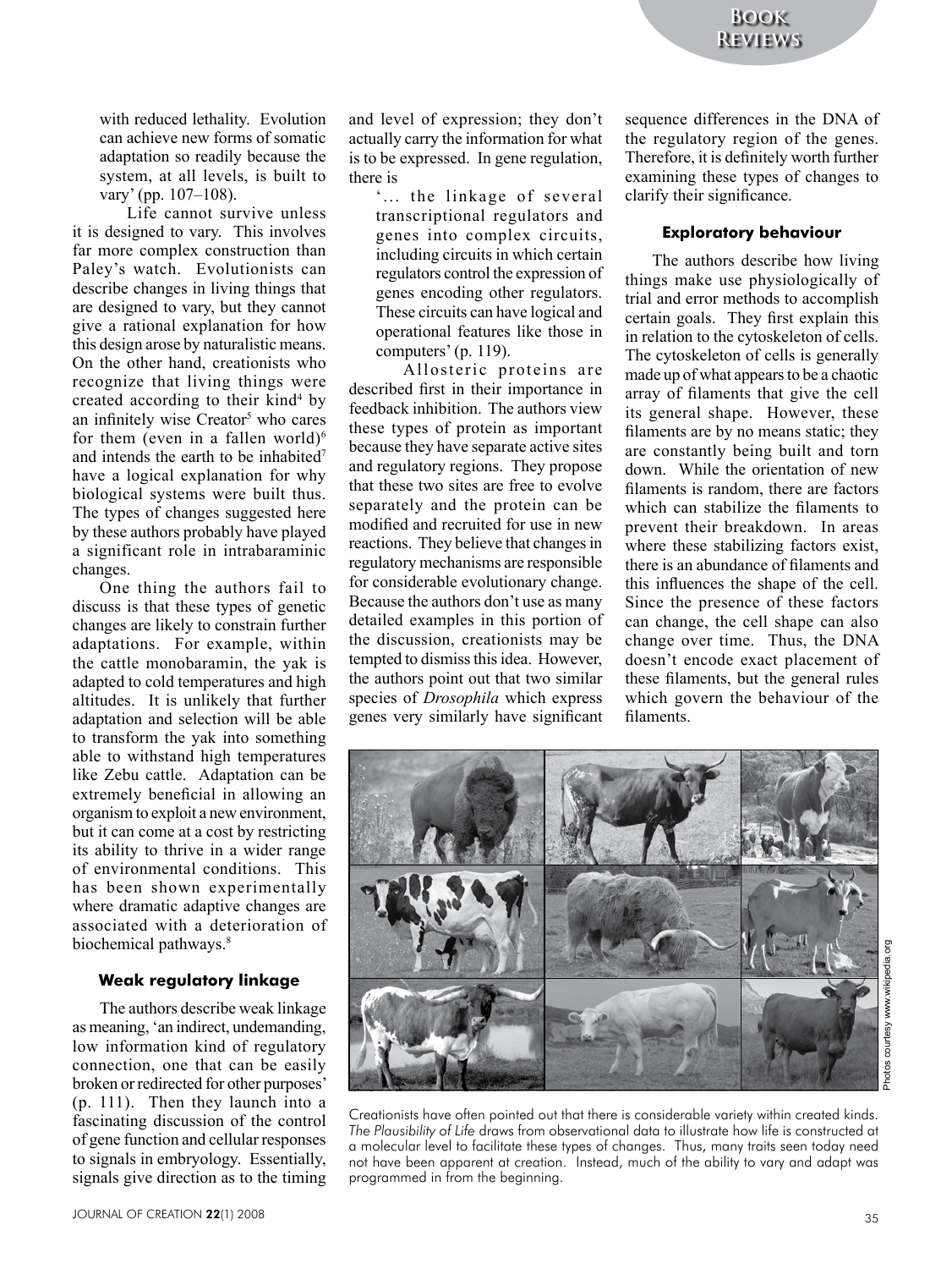with reduced lethality. Evolution can achieve new forms of somatic adaptation so readily because the system, at all levels, is built to vary' (pp. 107–108).

Life cannot survive unless it is designed to vary. This involves far more complex construction than Paley's watch. Evolutionists can describe changes in living things that are designed to vary, but they cannot give a rational explanation for how this design arose by naturalistic means. On the other hand, creationists who recognize that living things were created according to their kind[4] by an infinitely wise Creator[5] who cares for them (even in a fallen world)[6] and intends the earth to be inhabited[7] have a logical explanation for why biological systems were built thus. The types of changes suggested here by these authors probably have played a significant role in intrabaraminic changes.

One thing the authors fail to discuss is that these types of genetic changes are likely to constrain further adaptations. For example, within the cattle monobaramin, the yak is adapted to cold temperatures and high altitudes. It is unlikely that further adaptation and selection will be able to transform the yak into something able to withstand high temperatures like Zebu cattle. Adaptation can be extremely beneficial in allowing an organism to exploit a new environment, but it can come at a cost by restricting its ability to thrive in a wider range of environmental conditions. This has been shown experimentally where dramatic adaptive changes are associated with a deterioration of biochemical pathways.[8]

### Weak regulatory linkage

The authors describe weak linkage as meaning, 'an indirect, undemanding, low information kind of regulatory connection, one that can be easily broken or redirected for other purposes' (p. 111). Then they launch into a fascinating discussion of the control of gene function and cellular responses to signals in embryology. Essentially, signals give direction as to the timing and level of expression; they don't actually carry the information for what is to be expressed. In gene regulation, there is

> '... the linkage of several transcriptional regulators and genes into complex circuits, including circuits in which certain regulators control the expression of genes encoding other regulators. These circuits can have logical and operational features like those in computers' (p. 119).

Allosteric proteins are described first in their importance in feedback inhibition. The authors view these types of protein as important because they have separate active sites and regulatory regions. They propose that these two sites are free to evolve separately and the protein can be modified and recruited for use in new reactions. They believe that changes in regulatory mechanisms are responsible for considerable evolutionary change. Because the authors don't use as many detailed examples in this portion of the discussion, creationists may be tempted to dismiss this idea. However, the authors point out that two similar species of *Drosophila* which express genes very similarly have significant sequence differences in the DNA of the regulatory region of the genes. Therefore, it is definitely worth further examining these types of changes to clarify their significance.

### Exploratory behaviour

The authors describe how living things make use physiologically of trial and error methods to accomplish certain goals. They first explain this in relation to the cytoskeleton of cells. The cytoskeleton of cells is generally made up of what appears to be a chaotic array of filaments that give the cell its general shape. However, these filaments are by no means static; they are constantly being built and torn down. While the orientation of new filaments is random, there are factors which can stabilize the filaments to prevent their breakdown. In areas where these stabilizing factors exist, there is an abundance of filaments and this influences the shape of the cell. Since the presence of these factors can change, the cell shape can also change over time. Thus, the DNA doesn't encode exact placement of these filaments, but the general rules which govern the behaviour of the filaments.

Photos courtesy www.wikipedia.org

Creationists have often pointed out that there is considerable variety within created kinds. *The Plausibility of Life* draws from observational data to illustrate how life is constructed at a molecular level to facilitate these types of changes. Thus, many traits seen today need not have been apparent at creation. Instead, much of the ability to vary and adapt was programmed in from the beginning.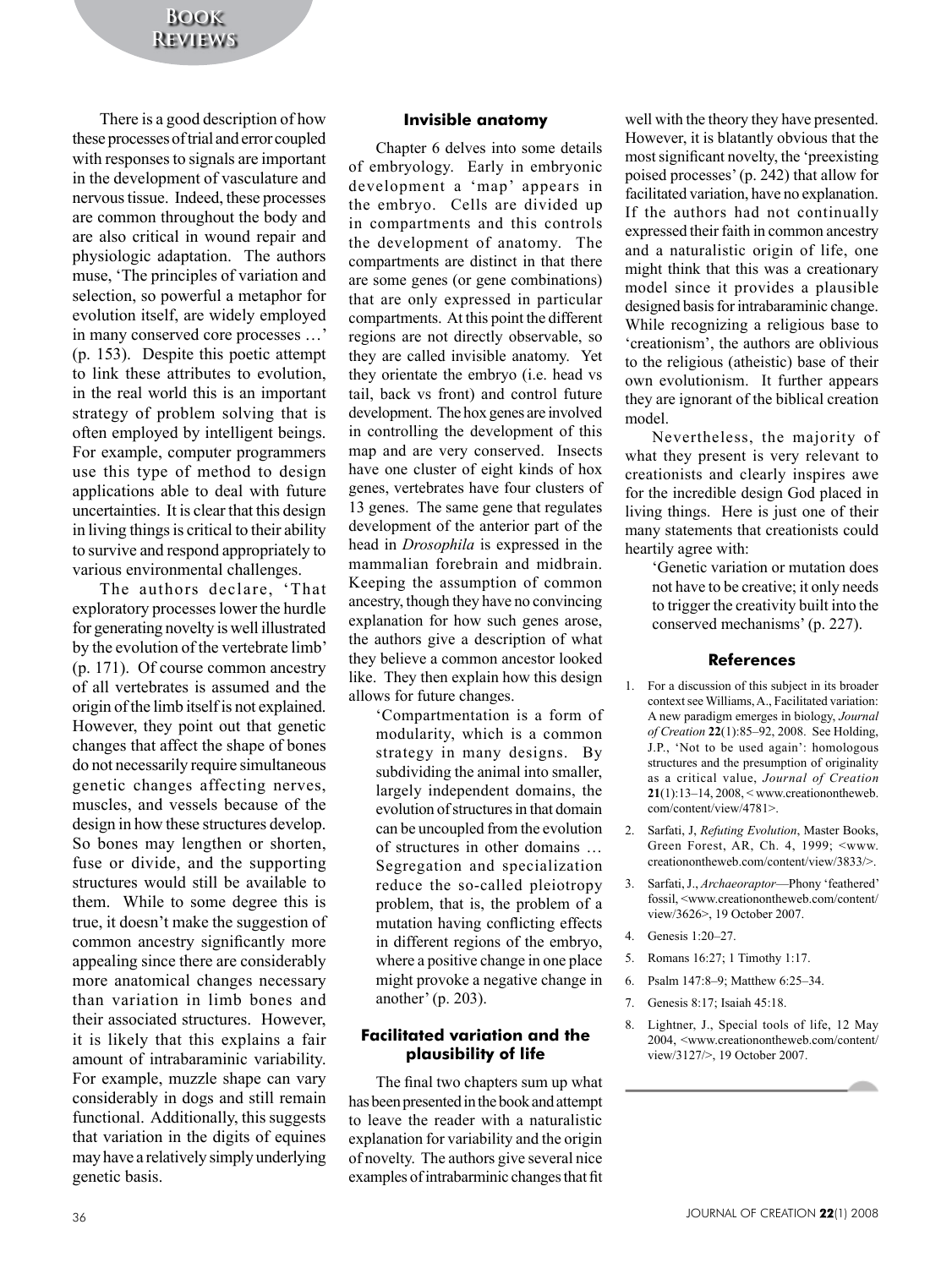There is a good description of how these processes of trial and error coupled with responses to signals are important in the development of vasculature and nervous tissue. Indeed, these processes are common throughout the body and are also critical in wound repair and physiologic adaptation. The authors muse, 'The principles of variation and selection, so powerful a metaphor for evolution itself, are widely employed in many conserved core processes …' (p. 153). Despite this poetic attempt to link these attributes to evolution, in the real world this is an important strategy of problem solving that is often employed by intelligent beings. For example, computer programmers use this type of method to design applications able to deal with future uncertainties. It is clear that this design in living things is critical to their ability to survive and respond appropriately to various environmental challenges.

The authors declare, 'That exploratory processes lower the hurdle for generating novelty is well illustrated by the evolution of the vertebrate limb' (p. 171). Of course common ancestry of all vertebrates is assumed and the origin of the limb itself is not explained. However, they point out that genetic changes that affect the shape of bones do not necessarily require simultaneous genetic changes affecting nerves, muscles, and vessels because of the design in how these structures develop. So bones may lengthen or shorten, fuse or divide, and the supporting structures would still be available to them. While to some degree this is true, it doesn't make the suggestion of common ancestry significantly more appealing since there are considerably more anatomical changes necessary than variation in limb bones and their associated structures. However, it is likely that this explains a fair amount of intrabaraminic variability. For example, muzzle shape can vary considerably in dogs and still remain functional. Additionally, this suggests that variation in the digits of equines may have a relatively simply underlying genetic basis.

## Invisible anatomy

Chapter 6 delves into some details of embryology. Early in embryonic development a 'map' appears in the embryo. Cells are divided up in compartments and this controls the development of anatomy. The compartments are distinct in that there are some genes (or gene combinations) that are only expressed in particular compartments. At this point the different regions are not directly observable, so they are called invisible anatomy. Yet they orientate the embryo (i.e. head vs tail, back vs front) and control future development. The hox genes are involved in controlling the development of this map and are very conserved. Insects have one cluster of eight kinds of hox genes, vertebrates have four clusters of 13 genes. The same gene that regulates development of the anterior part of the head in *Drosophila* is expressed in the mammalian forebrain and midbrain. Keeping the assumption of common ancestry, though they have no convincing explanation for how such genes arose, the authors give a description of what they believe a common ancestor looked like. They then explain how this design allows for future changes.

> 'Compartmentation is a form of modularity, which is a common strategy in many designs. By subdividing the animal into smaller, largely independent domains, the evolution of structures in that domain can be uncoupled from the evolution of structures in other domains … Segregation and specialization reduce the so-called pleiotropy problem, that is, the problem of a mutation having conflicting effects in different regions of the embryo, where a positive change in one place might provoke a negative change in another' (p. 203).

## Facilitated variation and the plausibility of life

The final two chapters sum up what has been presented in the book and attempt to leave the reader with a naturalistic explanation for variability and the origin of novelty. The authors give several nice examples of intrabarminic changes that fit well with the theory they have presented. However, it is blatantly obvious that the most significant novelty, the 'preexisting poised processes' (p. 242) that allow for facilitated variation, have no explanation. If the authors had not continually expressed their faith in common ancestry and a naturalistic origin of life, one might think that this was a creationary model since it provides a plausible designed basis for intrabaraminic change. While recognizing a religious base to 'creationism', the authors are oblivious to the religious (atheistic) base of their own evolutionism. It further appears they are ignorant of the biblical creation model.

Nevertheless, the majority of what they present is very relevant to creationists and clearly inspires awe for the incredible design God placed in living things. Here is just one of their many statements that creationists could heartily agree with:

> 'Genetic variation or mutation does not have to be creative; it only needs to trigger the creativity built into the conserved mechanisms' (p. 227).

## References

1. For a discussion of this subject in its broader context see Williams, A., Facilitated variation: A new paradigm emerges in biology, *Journal of Creation* **22**(1):85–92, 2008. See Holding, J.P., 'Not to be used again': homologous structures and the presumption of originality as a critical value, *Journal of Creation* **21**(1):13–14, 2008, < www.creationontheweb.com/content/view/4781>.
2. Sarfati, J, *Refuting Evolution*, Master Books, Green Forest, AR, Ch. 4, 1999; <www.creationontheweb.com/content/view/3833/>.
3. Sarfati, J., *Archaeoraptor*—Phony 'feathered' fossil, <www.creationontheweb.com/content/view/3626>, 19 October 2007.
4. Genesis 1:20–27.
5. Romans 16:27; 1 Timothy 1:17.
6. Psalm 147:8–9; Matthew 6:25–34.
7. Genesis 8:17; Isaiah 45:18.
8. Lightner, J., Special tools of life, 12 May 2004, <www.creationontheweb.com/content/view/3127/>, 19 October 2007.